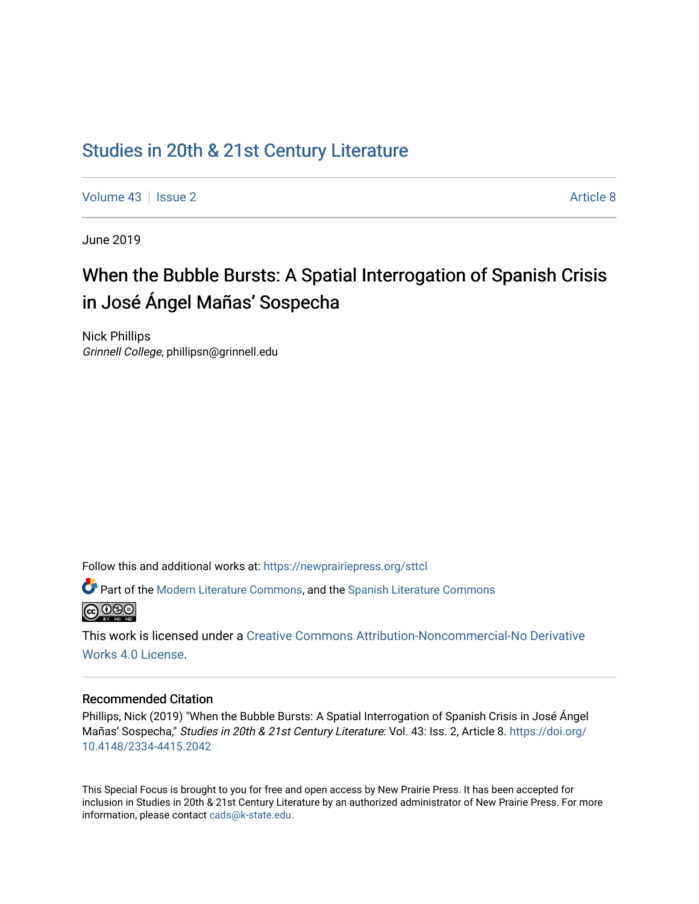# Studies in 20th & 21st Century Literature

Volume 43 | Issue 2 | Article 8

June 2019

## When the Bubble Bursts: A Spatial Interrogation of Spanish Crisis in José Ángel Mañas' Sospecha

Nick Phillips
*Grinnell College*, phillipsn@grinnell.edu

Follow this and additional works at: https://newprairiepress.org/sttcl

Part of the Modern Literature Commons, and the Spanish Literature Commons

This work is licensed under a Creative Commons Attribution-Noncommercial-No Derivative Works 4.0 License.

### Recommended Citation

Phillips, Nick (2019) "When the Bubble Bursts: A Spatial Interrogation of Spanish Crisis in José Ángel Mañas' Sospecha," *Studies in 20th & 21st Century Literature*: Vol. 43: Iss. 2, Article 8. https://doi.org/10.4148/2334-4415.2042

This Special Focus is brought to you for free and open access by New Prairie Press. It has been accepted for inclusion in Studies in 20th & 21st Century Literature by an authorized administrator of New Prairie Press. For more information, please contact cads@k-state.edu.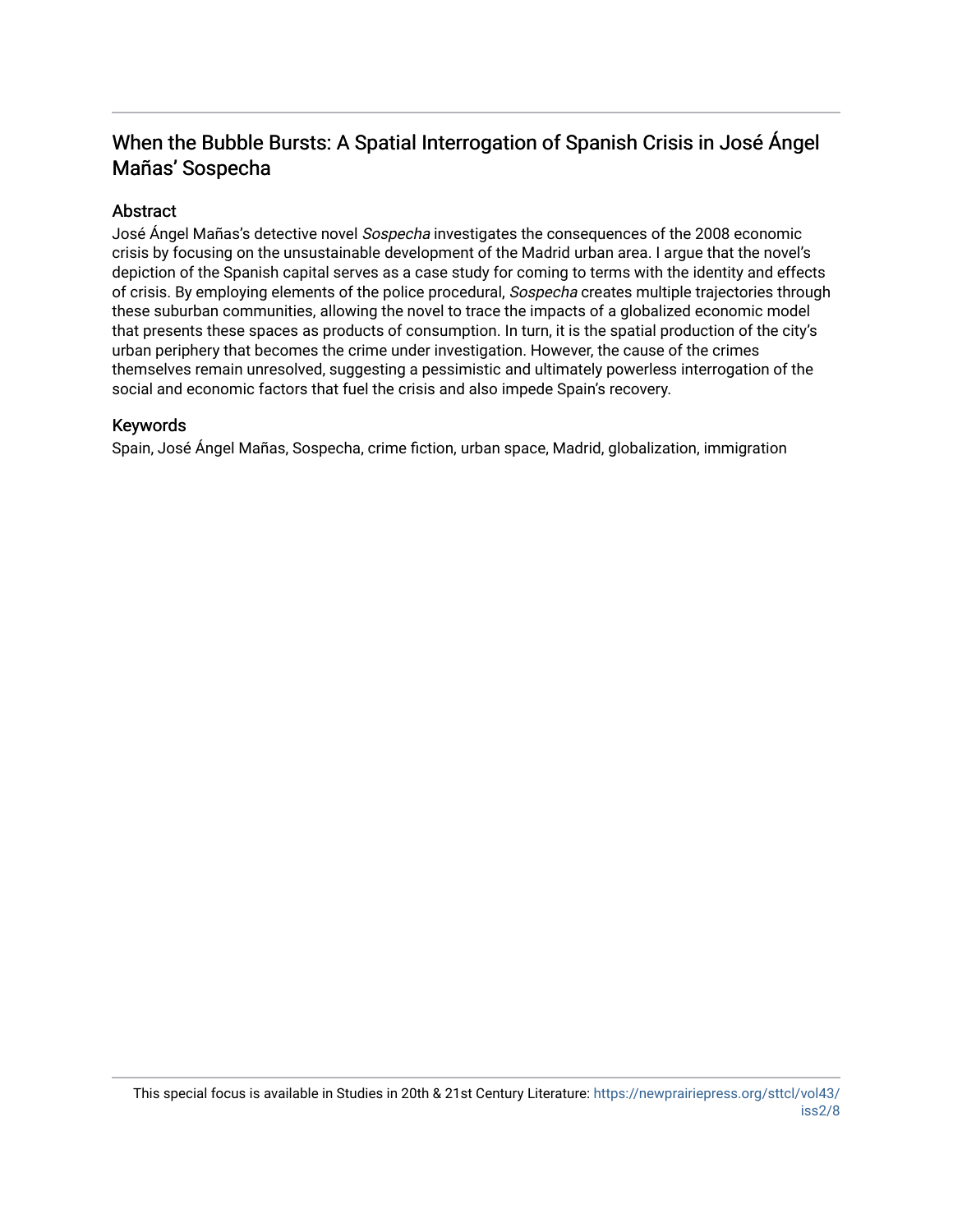# When the Bubble Bursts: A Spatial Interrogation of Spanish Crisis in José Ángel Mañas' Sospecha

## Abstract

José Ángel Mañas's detective novel *Sospecha* investigates the consequences of the 2008 economic crisis by focusing on the unsustainable development of the Madrid urban area. I argue that the novel's depiction of the Spanish capital serves as a case study for coming to terms with the identity and effects of crisis. By employing elements of the police procedural, *Sospecha* creates multiple trajectories through these suburban communities, allowing the novel to trace the impacts of a globalized economic model that presents these spaces as products of consumption. In turn, it is the spatial production of the city's urban periphery that becomes the crime under investigation. However, the cause of the crimes themselves remain unresolved, suggesting a pessimistic and ultimately powerless interrogation of the social and economic factors that fuel the crisis and also impede Spain's recovery.

## Keywords

Spain, José Ángel Mañas, Sospecha, crime fiction, urban space, Madrid, globalization, immigration

This special focus is available in Studies in 20th & 21st Century Literature: https://newprairiepress.org/sttcl/vol43/iss2/8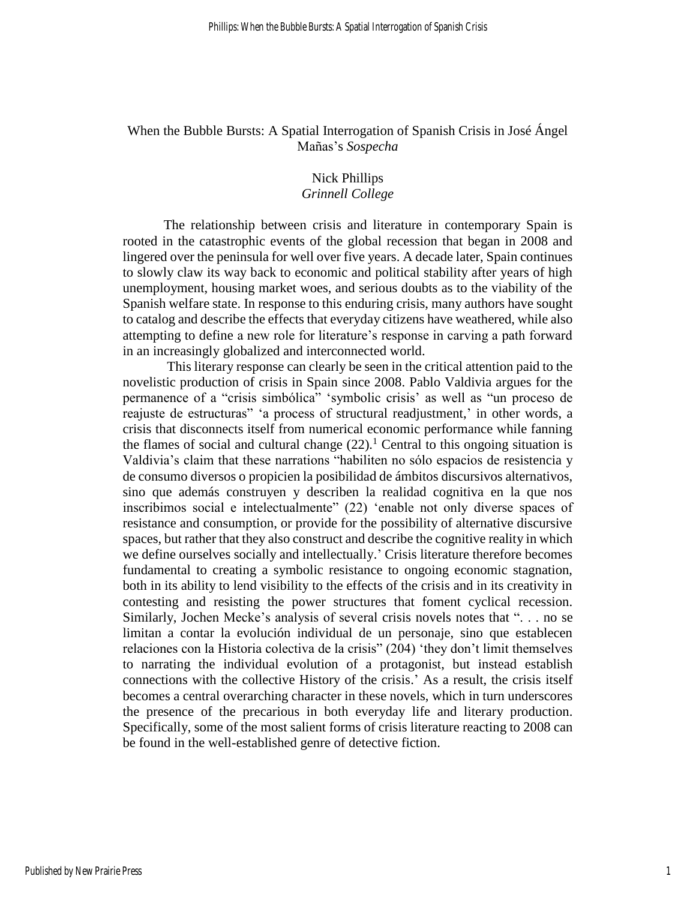# When the Bubble Bursts: A Spatial Interrogation of Spanish Crisis in José Ángel Mañas's *Sospecha*

Nick Phillips
*Grinnell College*

The relationship between crisis and literature in contemporary Spain is rooted in the catastrophic events of the global recession that began in 2008 and lingered over the peninsula for well over five years. A decade later, Spain continues to slowly claw its way back to economic and political stability after years of high unemployment, housing market woes, and serious doubts as to the viability of the Spanish welfare state. In response to this enduring crisis, many authors have sought to catalog and describe the effects that everyday citizens have weathered, while also attempting to define a new role for literature's response in carving a path forward in an increasingly globalized and interconnected world.

This literary response can clearly be seen in the critical attention paid to the novelistic production of crisis in Spain since 2008. Pablo Valdivia argues for the permanence of a "crisis simbólica" 'symbolic crisis' as well as "un proceso de reajuste de estructuras" 'a process of structural readjustment,' in other words, a crisis that disconnects itself from numerical economic performance while fanning the flames of social and cultural change (22).[1] Central to this ongoing situation is Valdivia's claim that these narrations "habiliten no sólo espacios de resistencia y de consumo diversos o propicien la posibilidad de ámbitos discursivos alternativos, sino que además construyen y describen la realidad cognitiva en la que nos inscribimos social e intelectualmente" (22) 'enable not only diverse spaces of resistance and consumption, or provide for the possibility of alternative discursive spaces, but rather that they also construct and describe the cognitive reality in which we define ourselves socially and intellectually.' Crisis literature therefore becomes fundamental to creating a symbolic resistance to ongoing economic stagnation, both in its ability to lend visibility to the effects of the crisis and in its creativity in contesting and resisting the power structures that foment cyclical recession. Similarly, Jochen Mecke's analysis of several crisis novels notes that ". . . no se limitan a contar la evolución individual de un personaje, sino que establecen relaciones con la Historia colectiva de la crisis" (204) 'they don't limit themselves to narrating the individual evolution of a protagonist, but instead establish connections with the collective History of the crisis.' As a result, the crisis itself becomes a central overarching character in these novels, which in turn underscores the presence of the precarious in both everyday life and literary production. Specifically, some of the most salient forms of crisis literature reacting to 2008 can be found in the well-established genre of detective fiction.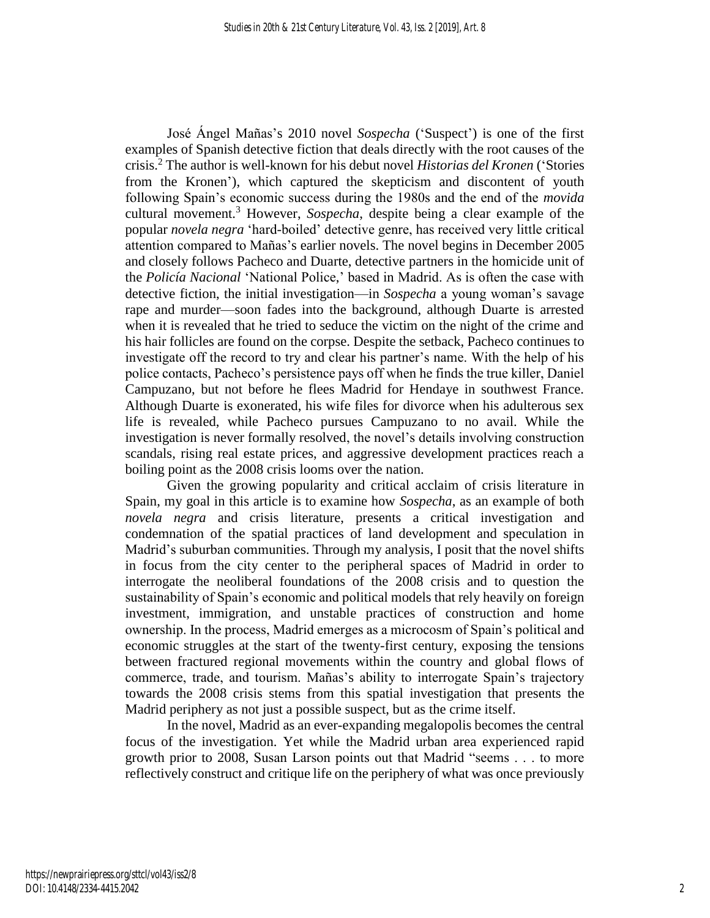José Ángel Mañas's 2010 novel *Sospecha* ('Suspect') is one of the first examples of Spanish detective fiction that deals directly with the root causes of the crisis.[2] The author is well-known for his debut novel *Historias del Kronen* ('Stories from the Kronen'), which captured the skepticism and discontent of youth following Spain's economic success during the 1980s and the end of the *movida* cultural movement.[3] However, *Sospecha*, despite being a clear example of the popular *novela negra* 'hard-boiled' detective genre, has received very little critical attention compared to Mañas's earlier novels. The novel begins in December 2005 and closely follows Pacheco and Duarte, detective partners in the homicide unit of the *Policía Nacional* 'National Police,' based in Madrid. As is often the case with detective fiction, the initial investigation—in *Sospecha* a young woman's savage rape and murder—soon fades into the background, although Duarte is arrested when it is revealed that he tried to seduce the victim on the night of the crime and his hair follicles are found on the corpse. Despite the setback, Pacheco continues to investigate off the record to try and clear his partner's name. With the help of his police contacts, Pacheco's persistence pays off when he finds the true killer, Daniel Campuzano, but not before he flees Madrid for Hendaye in southwest France. Although Duarte is exonerated, his wife files for divorce when his adulterous sex life is revealed, while Pacheco pursues Campuzano to no avail. While the investigation is never formally resolved, the novel's details involving construction scandals, rising real estate prices, and aggressive development practices reach a boiling point as the 2008 crisis looms over the nation.

Given the growing popularity and critical acclaim of crisis literature in Spain, my goal in this article is to examine how *Sospecha*, as an example of both *novela negra* and crisis literature, presents a critical investigation and condemnation of the spatial practices of land development and speculation in Madrid's suburban communities. Through my analysis, I posit that the novel shifts in focus from the city center to the peripheral spaces of Madrid in order to interrogate the neoliberal foundations of the 2008 crisis and to question the sustainability of Spain's economic and political models that rely heavily on foreign investment, immigration, and unstable practices of construction and home ownership. In the process, Madrid emerges as a microcosm of Spain's political and economic struggles at the start of the twenty-first century, exposing the tensions between fractured regional movements within the country and global flows of commerce, trade, and tourism. Mañas's ability to interrogate Spain's trajectory towards the 2008 crisis stems from this spatial investigation that presents the Madrid periphery as not just a possible suspect, but as the crime itself.

In the novel, Madrid as an ever-expanding megalopolis becomes the central focus of the investigation. Yet while the Madrid urban area experienced rapid growth prior to 2008, Susan Larson points out that Madrid "seems . . . to more reflectively construct and critique life on the periphery of what was once previously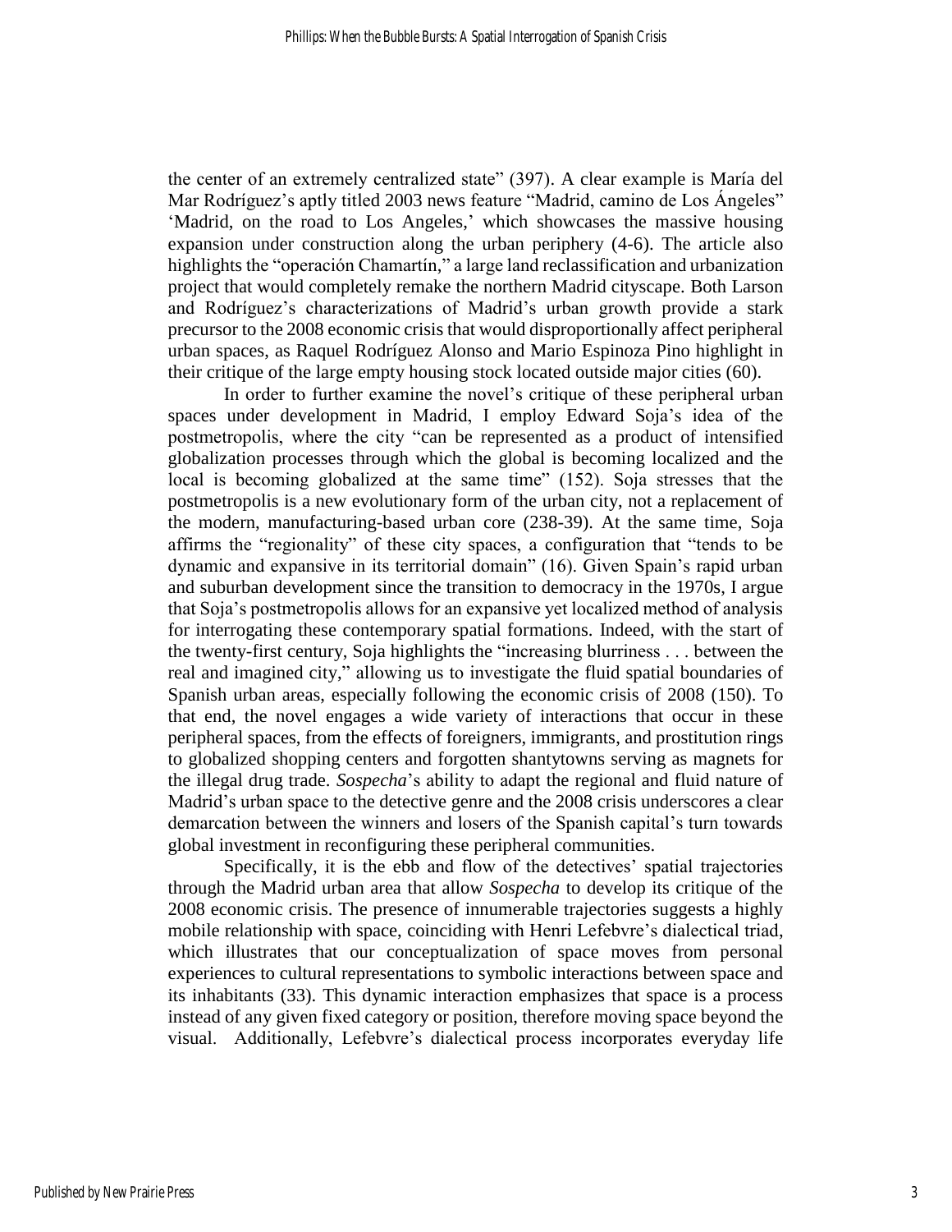the center of an extremely centralized state" (397). A clear example is María del Mar Rodríguez's aptly titled 2003 news feature "Madrid, camino de Los Ángeles" 'Madrid, on the road to Los Angeles,' which showcases the massive housing expansion under construction along the urban periphery (4-6). The article also highlights the "operación Chamartín," a large land reclassification and urbanization project that would completely remake the northern Madrid cityscape. Both Larson and Rodríguez's characterizations of Madrid's urban growth provide a stark precursor to the 2008 economic crisis that would disproportionally affect peripheral urban spaces, as Raquel Rodríguez Alonso and Mario Espinoza Pino highlight in their critique of the large empty housing stock located outside major cities (60).

In order to further examine the novel's critique of these peripheral urban spaces under development in Madrid, I employ Edward Soja's idea of the postmetropolis, where the city "can be represented as a product of intensified globalization processes through which the global is becoming localized and the local is becoming globalized at the same time" (152). Soja stresses that the postmetropolis is a new evolutionary form of the urban city, not a replacement of the modern, manufacturing-based urban core (238-39). At the same time, Soja affirms the "regionality" of these city spaces, a configuration that "tends to be dynamic and expansive in its territorial domain" (16). Given Spain's rapid urban and suburban development since the transition to democracy in the 1970s, I argue that Soja's postmetropolis allows for an expansive yet localized method of analysis for interrogating these contemporary spatial formations. Indeed, with the start of the twenty-first century, Soja highlights the "increasing blurriness . . . between the real and imagined city," allowing us to investigate the fluid spatial boundaries of Spanish urban areas, especially following the economic crisis of 2008 (150). To that end, the novel engages a wide variety of interactions that occur in these peripheral spaces, from the effects of foreigners, immigrants, and prostitution rings to globalized shopping centers and forgotten shantytowns serving as magnets for the illegal drug trade. *Sospecha*'s ability to adapt the regional and fluid nature of Madrid's urban space to the detective genre and the 2008 crisis underscores a clear demarcation between the winners and losers of the Spanish capital's turn towards global investment in reconfiguring these peripheral communities.

Specifically, it is the ebb and flow of the detectives' spatial trajectories through the Madrid urban area that allow *Sospecha* to develop its critique of the 2008 economic crisis. The presence of innumerable trajectories suggests a highly mobile relationship with space, coinciding with Henri Lefebvre's dialectical triad, which illustrates that our conceptualization of space moves from personal experiences to cultural representations to symbolic interactions between space and its inhabitants (33). This dynamic interaction emphasizes that space is a process instead of any given fixed category or position, therefore moving space beyond the visual. Additionally, Lefebvre's dialectical process incorporates everyday life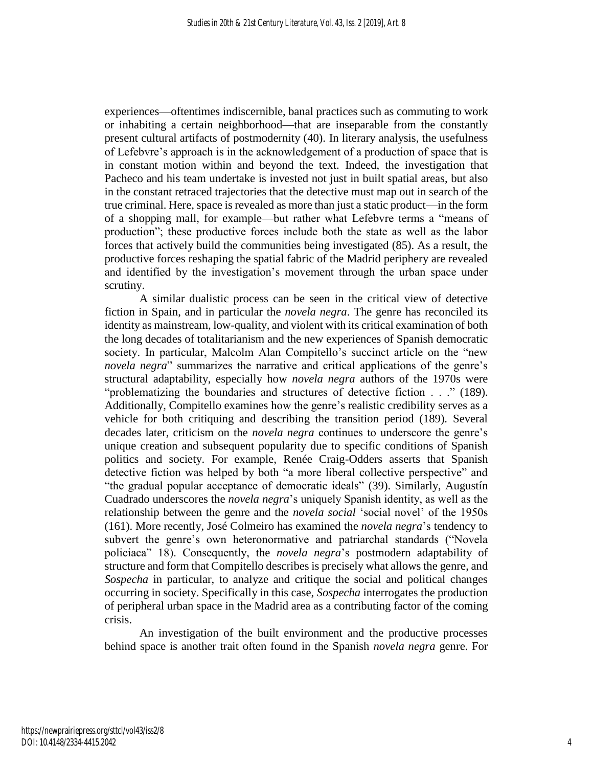experiences—oftentimes indiscernible, banal practices such as commuting to work or inhabiting a certain neighborhood—that are inseparable from the constantly present cultural artifacts of postmodernity (40). In literary analysis, the usefulness of Lefebvre's approach is in the acknowledgement of a production of space that is in constant motion within and beyond the text. Indeed, the investigation that Pacheco and his team undertake is invested not just in built spatial areas, but also in the constant retraced trajectories that the detective must map out in search of the true criminal. Here, space is revealed as more than just a static product—in the form of a shopping mall, for example—but rather what Lefebvre terms a "means of production"; these productive forces include both the state as well as the labor forces that actively build the communities being investigated (85). As a result, the productive forces reshaping the spatial fabric of the Madrid periphery are revealed and identified by the investigation's movement through the urban space under scrutiny.

A similar dualistic process can be seen in the critical view of detective fiction in Spain, and in particular the *novela negra*. The genre has reconciled its identity as mainstream, low-quality, and violent with its critical examination of both the long decades of totalitarianism and the new experiences of Spanish democratic society. In particular, Malcolm Alan Compitello's succinct article on the "new *novela negra*" summarizes the narrative and critical applications of the genre's structural adaptability, especially how *novela negra* authors of the 1970s were "problematizing the boundaries and structures of detective fiction . . ." (189). Additionally, Compitello examines how the genre's realistic credibility serves as a vehicle for both critiquing and describing the transition period (189). Several decades later, criticism on the *novela negra* continues to underscore the genre's unique creation and subsequent popularity due to specific conditions of Spanish politics and society. For example, Renée Craig-Odders asserts that Spanish detective fiction was helped by both "a more liberal collective perspective" and "the gradual popular acceptance of democratic ideals" (39). Similarly, Augustín Cuadrado underscores the *novela negra*'s uniquely Spanish identity, as well as the relationship between the genre and the *novela social* 'social novel' of the 1950s (161). More recently, José Colmeiro has examined the *novela negra*'s tendency to subvert the genre's own heteronormative and patriarchal standards ("Novela policiaca" 18). Consequently, the *novela negra*'s postmodern adaptability of structure and form that Compitello describes is precisely what allows the genre, and *Sospecha* in particular, to analyze and critique the social and political changes occurring in society. Specifically in this case, *Sospecha* interrogates the production of peripheral urban space in the Madrid area as a contributing factor of the coming crisis.

An investigation of the built environment and the productive processes behind space is another trait often found in the Spanish *novela negra* genre. For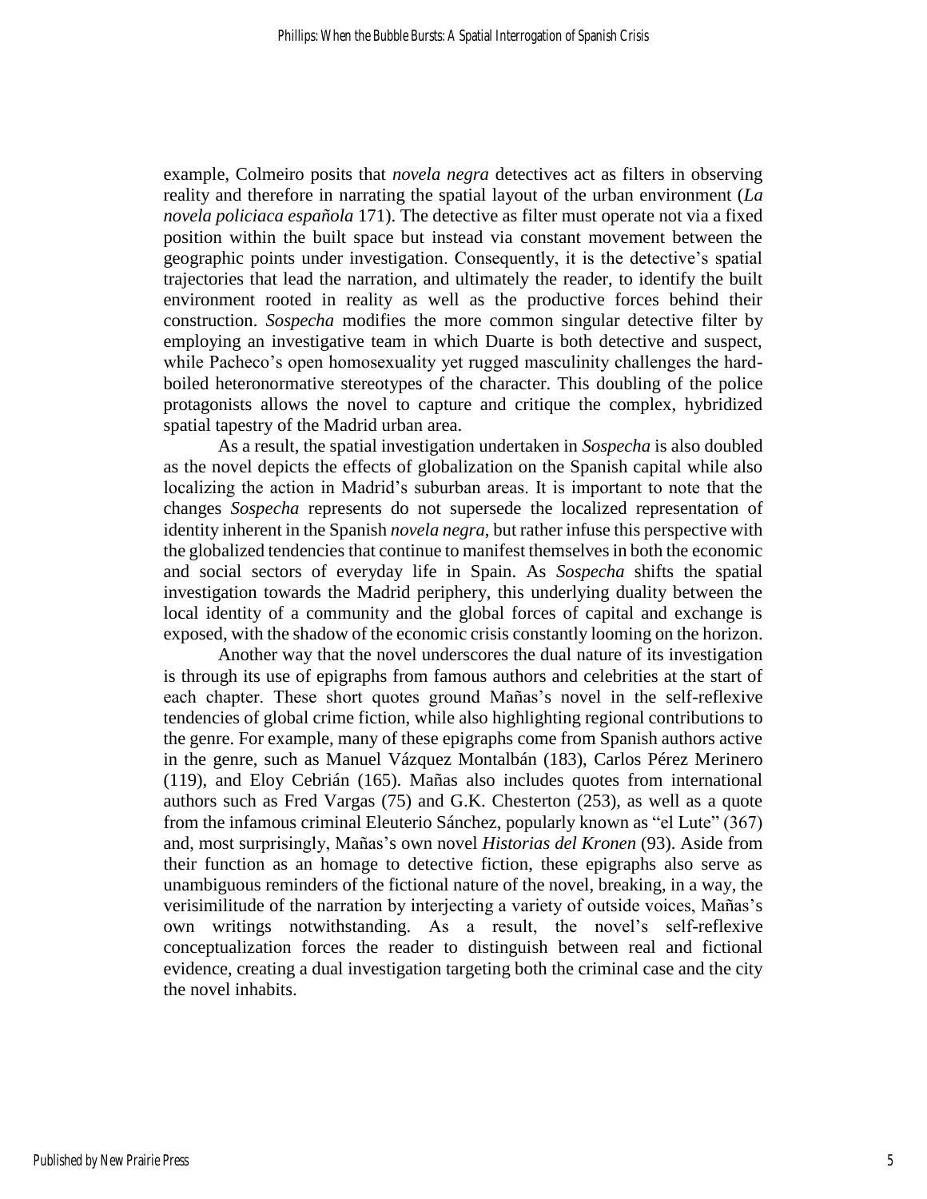example, Colmeiro posits that *novela negra* detectives act as filters in observing reality and therefore in narrating the spatial layout of the urban environment (*La novela policiaca española* 171). The detective as filter must operate not via a fixed position within the built space but instead via constant movement between the geographic points under investigation. Consequently, it is the detective's spatial trajectories that lead the narration, and ultimately the reader, to identify the built environment rooted in reality as well as the productive forces behind their construction. *Sospecha* modifies the more common singular detective filter by employing an investigative team in which Duarte is both detective and suspect, while Pacheco's open homosexuality yet rugged masculinity challenges the hard-boiled heteronormative stereotypes of the character. This doubling of the police protagonists allows the novel to capture and critique the complex, hybridized spatial tapestry of the Madrid urban area.

As a result, the spatial investigation undertaken in *Sospecha* is also doubled as the novel depicts the effects of globalization on the Spanish capital while also localizing the action in Madrid's suburban areas. It is important to note that the changes *Sospecha* represents do not supersede the localized representation of identity inherent in the Spanish *novela negra*, but rather infuse this perspective with the globalized tendencies that continue to manifest themselves in both the economic and social sectors of everyday life in Spain. As *Sospecha* shifts the spatial investigation towards the Madrid periphery, this underlying duality between the local identity of a community and the global forces of capital and exchange is exposed, with the shadow of the economic crisis constantly looming on the horizon.

Another way that the novel underscores the dual nature of its investigation is through its use of epigraphs from famous authors and celebrities at the start of each chapter. These short quotes ground Mañas's novel in the self-reflexive tendencies of global crime fiction, while also highlighting regional contributions to the genre. For example, many of these epigraphs come from Spanish authors active in the genre, such as Manuel Vázquez Montalbán (183), Carlos Pérez Merinero (119), and Eloy Cebrián (165). Mañas also includes quotes from international authors such as Fred Vargas (75) and G.K. Chesterton (253), as well as a quote from the infamous criminal Eleuterio Sánchez, popularly known as "el Lute" (367) and, most surprisingly, Mañas's own novel *Historias del Kronen* (93). Aside from their function as an homage to detective fiction, these epigraphs also serve as unambiguous reminders of the fictional nature of the novel, breaking, in a way, the verisimilitude of the narration by interjecting a variety of outside voices, Mañas's own writings notwithstanding. As a result, the novel's self-reflexive conceptualization forces the reader to distinguish between real and fictional evidence, creating a dual investigation targeting both the criminal case and the city the novel inhabits.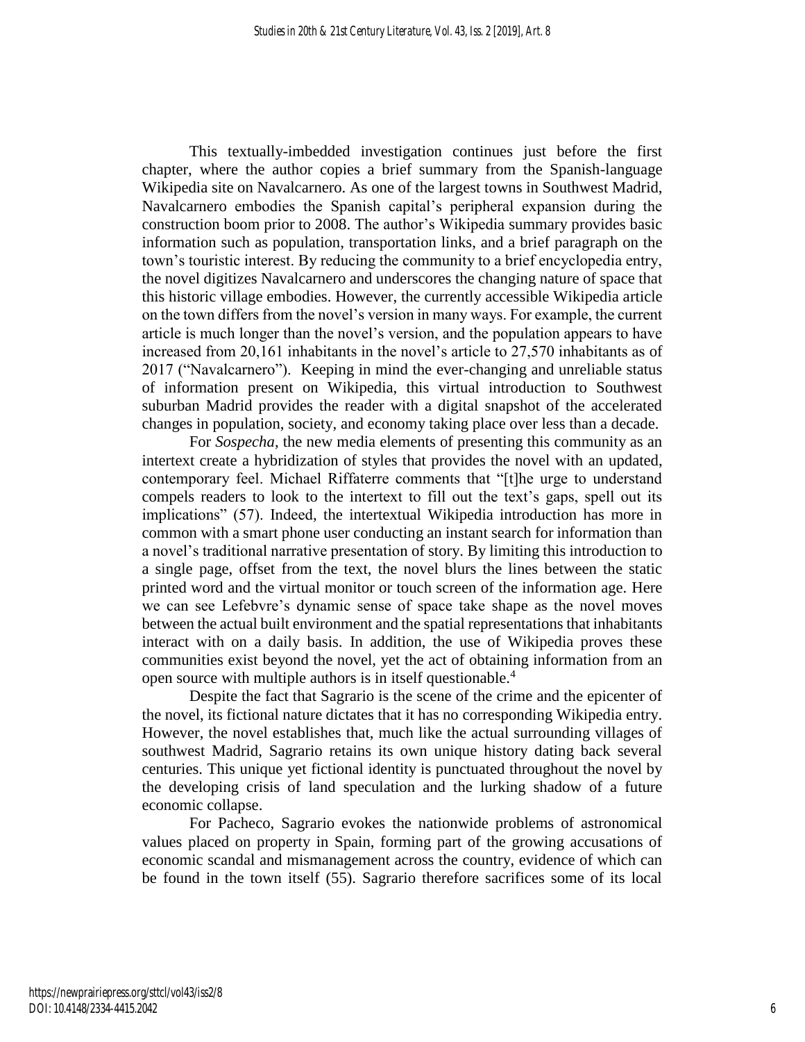This textually-imbedded investigation continues just before the first chapter, where the author copies a brief summary from the Spanish-language Wikipedia site on Navalcarnero. As one of the largest towns in Southwest Madrid, Navalcarnero embodies the Spanish capital's peripheral expansion during the construction boom prior to 2008. The author's Wikipedia summary provides basic information such as population, transportation links, and a brief paragraph on the town's touristic interest. By reducing the community to a brief encyclopedia entry, the novel digitizes Navalcarnero and underscores the changing nature of space that this historic village embodies. However, the currently accessible Wikipedia article on the town differs from the novel's version in many ways. For example, the current article is much longer than the novel's version, and the population appears to have increased from 20,161 inhabitants in the novel's article to 27,570 inhabitants as of 2017 ("Navalcarnero"). Keeping in mind the ever-changing and unreliable status of information present on Wikipedia, this virtual introduction to Southwest suburban Madrid provides the reader with a digital snapshot of the accelerated changes in population, society, and economy taking place over less than a decade.

For *Sospecha*, the new media elements of presenting this community as an intertext create a hybridization of styles that provides the novel with an updated, contemporary feel. Michael Riffaterre comments that "[t]he urge to understand compels readers to look to the intertext to fill out the text's gaps, spell out its implications" (57). Indeed, the intertextual Wikipedia introduction has more in common with a smart phone user conducting an instant search for information than a novel's traditional narrative presentation of story. By limiting this introduction to a single page, offset from the text, the novel blurs the lines between the static printed word and the virtual monitor or touch screen of the information age. Here we can see Lefebvre's dynamic sense of space take shape as the novel moves between the actual built environment and the spatial representations that inhabitants interact with on a daily basis. In addition, the use of Wikipedia proves these communities exist beyond the novel, yet the act of obtaining information from an open source with multiple authors is in itself questionable.[4]

Despite the fact that Sagrario is the scene of the crime and the epicenter of the novel, its fictional nature dictates that it has no corresponding Wikipedia entry. However, the novel establishes that, much like the actual surrounding villages of southwest Madrid, Sagrario retains its own unique history dating back several centuries. This unique yet fictional identity is punctuated throughout the novel by the developing crisis of land speculation and the lurking shadow of a future economic collapse.

For Pacheco, Sagrario evokes the nationwide problems of astronomical values placed on property in Spain, forming part of the growing accusations of economic scandal and mismanagement across the country, evidence of which can be found in the town itself (55). Sagrario therefore sacrifices some of its local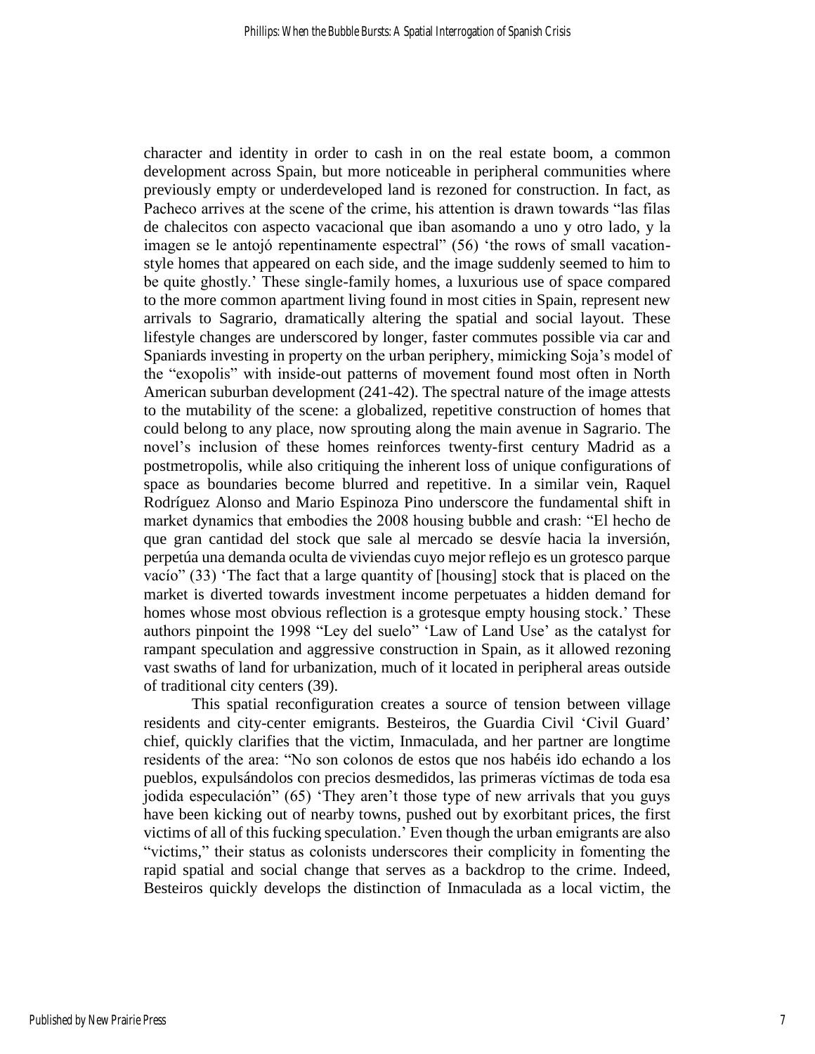character and identity in order to cash in on the real estate boom, a common development across Spain, but more noticeable in peripheral communities where previously empty or underdeveloped land is rezoned for construction. In fact, as Pacheco arrives at the scene of the crime, his attention is drawn towards "las filas de chalecitos con aspecto vacacional que iban asomando a uno y otro lado, y la imagen se le antojó repentinamente espectral" (56) 'the rows of small vacation-style homes that appeared on each side, and the image suddenly seemed to him to be quite ghostly.' These single-family homes, a luxurious use of space compared to the more common apartment living found in most cities in Spain, represent new arrivals to Sagrario, dramatically altering the spatial and social layout. These lifestyle changes are underscored by longer, faster commutes possible via car and Spaniards investing in property on the urban periphery, mimicking Soja's model of the "exopolis" with inside-out patterns of movement found most often in North American suburban development (241-42). The spectral nature of the image attests to the mutability of the scene: a globalized, repetitive construction of homes that could belong to any place, now sprouting along the main avenue in Sagrario. The novel's inclusion of these homes reinforces twenty-first century Madrid as a postmetropolis, while also critiquing the inherent loss of unique configurations of space as boundaries become blurred and repetitive. In a similar vein, Raquel Rodríguez Alonso and Mario Espinoza Pino underscore the fundamental shift in market dynamics that embodies the 2008 housing bubble and crash: "El hecho de que gran cantidad del stock que sale al mercado se desvíe hacia la inversión, perpetúa una demanda oculta de viviendas cuyo mejor reflejo es un grotesco parque vacío" (33) 'The fact that a large quantity of [housing] stock that is placed on the market is diverted towards investment income perpetuates a hidden demand for homes whose most obvious reflection is a grotesque empty housing stock.' These authors pinpoint the 1998 "Ley del suelo" 'Law of Land Use' as the catalyst for rampant speculation and aggressive construction in Spain, as it allowed rezoning vast swaths of land for urbanization, much of it located in peripheral areas outside of traditional city centers (39).

This spatial reconfiguration creates a source of tension between village residents and city-center emigrants. Besteiros, the Guardia Civil 'Civil Guard' chief, quickly clarifies that the victim, Inmaculada, and her partner are longtime residents of the area: "No son colonos de estos que nos habéis ido echando a los pueblos, expulsándolos con precios desmedidos, las primeras víctimas de toda esa jodida especulación" (65) 'They aren't those type of new arrivals that you guys have been kicking out of nearby towns, pushed out by exorbitant prices, the first victims of all of this fucking speculation.' Even though the urban emigrants are also "victims," their status as colonists underscores their complicity in fomenting the rapid spatial and social change that serves as a backdrop to the crime. Indeed, Besteiros quickly develops the distinction of Inmaculada as a local victim, the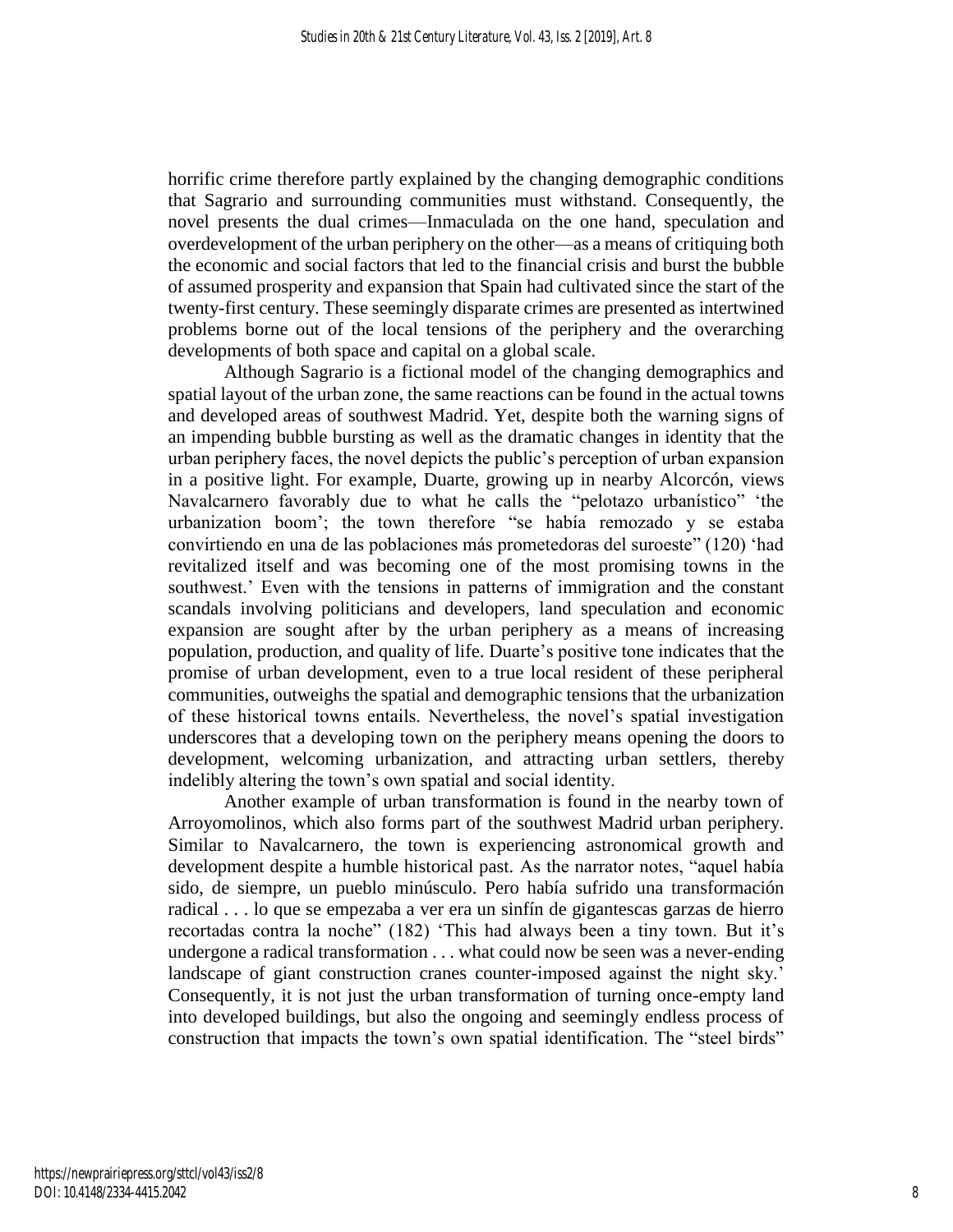horrific crime therefore partly explained by the changing demographic conditions that Sagrario and surrounding communities must withstand. Consequently, the novel presents the dual crimes—Inmaculada on the one hand, speculation and overdevelopment of the urban periphery on the other—as a means of critiquing both the economic and social factors that led to the financial crisis and burst the bubble of assumed prosperity and expansion that Spain had cultivated since the start of the twenty-first century. These seemingly disparate crimes are presented as intertwined problems borne out of the local tensions of the periphery and the overarching developments of both space and capital on a global scale.

Although Sagrario is a fictional model of the changing demographics and spatial layout of the urban zone, the same reactions can be found in the actual towns and developed areas of southwest Madrid. Yet, despite both the warning signs of an impending bubble bursting as well as the dramatic changes in identity that the urban periphery faces, the novel depicts the public's perception of urban expansion in a positive light. For example, Duarte, growing up in nearby Alcorcón, views Navalcarnero favorably due to what he calls the "pelotazo urbanístico" 'the urbanization boom'; the town therefore "se había remozado y se estaba convirtiendo en una de las poblaciones más prometedoras del suroeste" (120) 'had revitalized itself and was becoming one of the most promising towns in the southwest.' Even with the tensions in patterns of immigration and the constant scandals involving politicians and developers, land speculation and economic expansion are sought after by the urban periphery as a means of increasing population, production, and quality of life. Duarte's positive tone indicates that the promise of urban development, even to a true local resident of these peripheral communities, outweighs the spatial and demographic tensions that the urbanization of these historical towns entails. Nevertheless, the novel's spatial investigation underscores that a developing town on the periphery means opening the doors to development, welcoming urbanization, and attracting urban settlers, thereby indelibly altering the town's own spatial and social identity.

Another example of urban transformation is found in the nearby town of Arroyomolinos, which also forms part of the southwest Madrid urban periphery. Similar to Navalcarnero, the town is experiencing astronomical growth and development despite a humble historical past. As the narrator notes, "aquel había sido, de siempre, un pueblo minúsculo. Pero había sufrido una transformación radical . . . lo que se empezaba a ver era un sinfín de gigantescas garzas de hierro recortadas contra la noche" (182) 'This had always been a tiny town. But it's undergone a radical transformation . . . what could now be seen was a never-ending landscape of giant construction cranes counter-imposed against the night sky.' Consequently, it is not just the urban transformation of turning once-empty land into developed buildings, but also the ongoing and seemingly endless process of construction that impacts the town's own spatial identification. The "steel birds"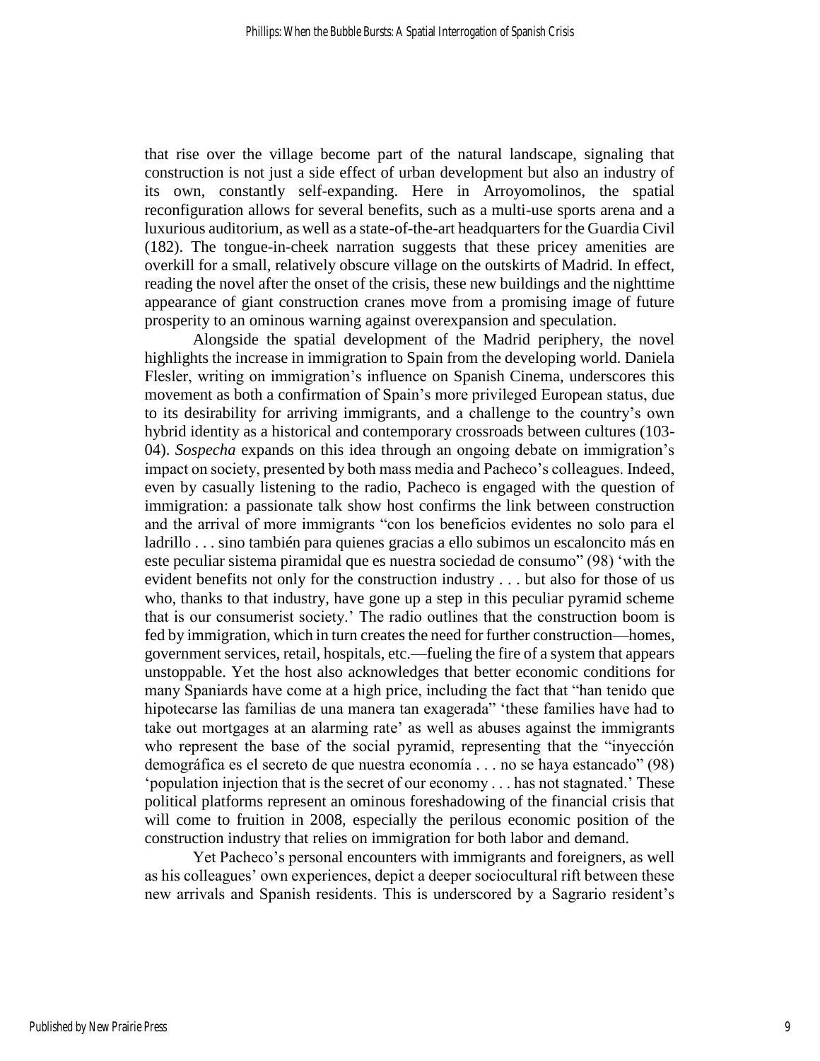that rise over the village become part of the natural landscape, signaling that construction is not just a side effect of urban development but also an industry of its own, constantly self-expanding. Here in Arroyomolinos, the spatial reconfiguration allows for several benefits, such as a multi-use sports arena and a luxurious auditorium, as well as a state-of-the-art headquarters for the Guardia Civil (182). The tongue-in-cheek narration suggests that these pricey amenities are overkill for a small, relatively obscure village on the outskirts of Madrid. In effect, reading the novel after the onset of the crisis, these new buildings and the nighttime appearance of giant construction cranes move from a promising image of future prosperity to an ominous warning against overexpansion and speculation.

Alongside the spatial development of the Madrid periphery, the novel highlights the increase in immigration to Spain from the developing world. Daniela Flesler, writing on immigration's influence on Spanish Cinema, underscores this movement as both a confirmation of Spain's more privileged European status, due to its desirability for arriving immigrants, and a challenge to the country's own hybrid identity as a historical and contemporary crossroads between cultures (103-04). *Sospecha* expands on this idea through an ongoing debate on immigration's impact on society, presented by both mass media and Pacheco's colleagues. Indeed, even by casually listening to the radio, Pacheco is engaged with the question of immigration: a passionate talk show host confirms the link between construction and the arrival of more immigrants "con los beneficios evidentes no solo para el ladrillo . . . sino también para quienes gracias a ello subimos un escaloncito más en este peculiar sistema piramidal que es nuestra sociedad de consumo" (98) 'with the evident benefits not only for the construction industry . . . but also for those of us who, thanks to that industry, have gone up a step in this peculiar pyramid scheme that is our consumerist society.' The radio outlines that the construction boom is fed by immigration, which in turn creates the need for further construction—homes, government services, retail, hospitals, etc.—fueling the fire of a system that appears unstoppable. Yet the host also acknowledges that better economic conditions for many Spaniards have come at a high price, including the fact that "han tenido que hipotecarse las familias de una manera tan exagerada" 'these families have had to take out mortgages at an alarming rate' as well as abuses against the immigrants who represent the base of the social pyramid, representing that the "inyección demográfica es el secreto de que nuestra economía . . . no se haya estancado" (98) 'population injection that is the secret of our economy . . . has not stagnated.' These political platforms represent an ominous foreshadowing of the financial crisis that will come to fruition in 2008, especially the perilous economic position of the construction industry that relies on immigration for both labor and demand.

Yet Pacheco's personal encounters with immigrants and foreigners, as well as his colleagues' own experiences, depict a deeper sociocultural rift between these new arrivals and Spanish residents. This is underscored by a Sagrario resident's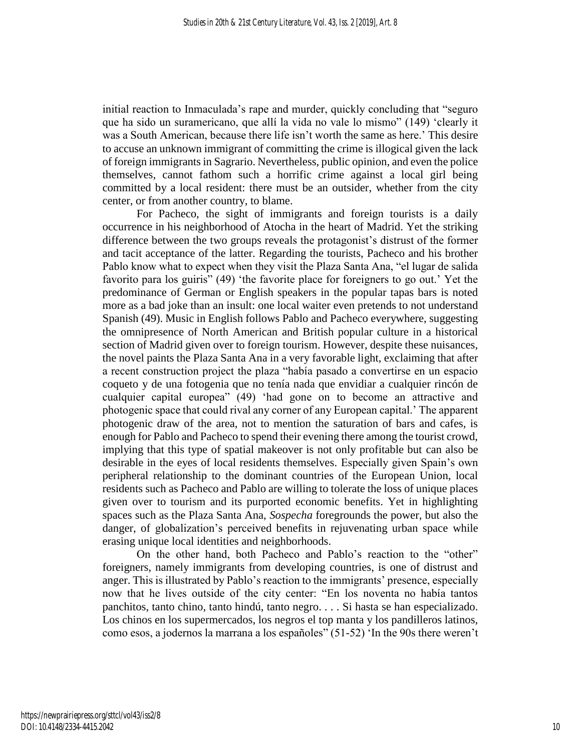initial reaction to Inmaculada's rape and murder, quickly concluding that "seguro que ha sido un suramericano, que allí la vida no vale lo mismo" (149) 'clearly it was a South American, because there life isn't worth the same as here.' This desire to accuse an unknown immigrant of committing the crime is illogical given the lack of foreign immigrants in Sagrario. Nevertheless, public opinion, and even the police themselves, cannot fathom such a horrific crime against a local girl being committed by a local resident: there must be an outsider, whether from the city center, or from another country, to blame.

For Pacheco, the sight of immigrants and foreign tourists is a daily occurrence in his neighborhood of Atocha in the heart of Madrid. Yet the striking difference between the two groups reveals the protagonist's distrust of the former and tacit acceptance of the latter. Regarding the tourists, Pacheco and his brother Pablo know what to expect when they visit the Plaza Santa Ana, "el lugar de salida favorito para los guiris" (49) 'the favorite place for foreigners to go out.' Yet the predominance of German or English speakers in the popular tapas bars is noted more as a bad joke than an insult: one local waiter even pretends to not understand Spanish (49). Music in English follows Pablo and Pacheco everywhere, suggesting the omnipresence of North American and British popular culture in a historical section of Madrid given over to foreign tourism. However, despite these nuisances, the novel paints the Plaza Santa Ana in a very favorable light, exclaiming that after a recent construction project the plaza "había pasado a convertirse en un espacio coqueto y de una fotogenia que no tenía nada que envidiar a cualquier rincón de cualquier capital europea" (49) 'had gone on to become an attractive and photogenic space that could rival any corner of any European capital.' The apparent photogenic draw of the area, not to mention the saturation of bars and cafes, is enough for Pablo and Pacheco to spend their evening there among the tourist crowd, implying that this type of spatial makeover is not only profitable but can also be desirable in the eyes of local residents themselves. Especially given Spain's own peripheral relationship to the dominant countries of the European Union, local residents such as Pacheco and Pablo are willing to tolerate the loss of unique places given over to tourism and its purported economic benefits. Yet in highlighting spaces such as the Plaza Santa Ana, *Sospecha* foregrounds the power, but also the danger, of globalization's perceived benefits in rejuvenating urban space while erasing unique local identities and neighborhoods.

On the other hand, both Pacheco and Pablo's reaction to the "other" foreigners, namely immigrants from developing countries, is one of distrust and anger. This is illustrated by Pablo's reaction to the immigrants' presence, especially now that he lives outside of the city center: "En los noventa no había tantos panchitos, tanto chino, tanto hindú, tanto negro. . . . Si hasta se han especializado. Los chinos en los supermercados, los negros el top manta y los pandilleros latinos, como esos, a jodernos la marrana a los españoles" (51-52) 'In the 90s there weren't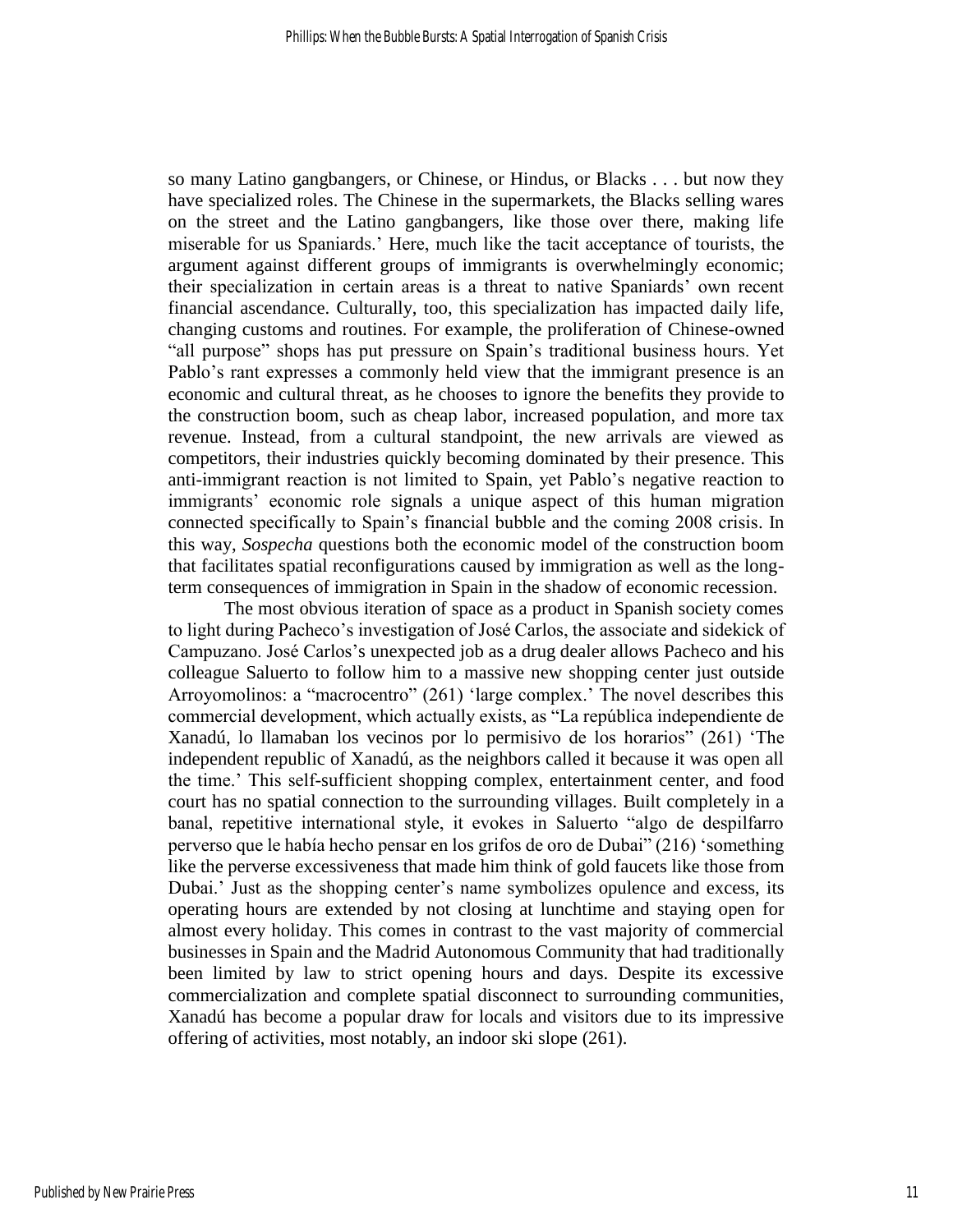so many Latino gangbangers, or Chinese, or Hindus, or Blacks . . . but now they have specialized roles. The Chinese in the supermarkets, the Blacks selling wares on the street and the Latino gangbangers, like those over there, making life miserable for us Spaniards.' Here, much like the tacit acceptance of tourists, the argument against different groups of immigrants is overwhelmingly economic; their specialization in certain areas is a threat to native Spaniards' own recent financial ascendance. Culturally, too, this specialization has impacted daily life, changing customs and routines. For example, the proliferation of Chinese-owned "all purpose" shops has put pressure on Spain's traditional business hours. Yet Pablo's rant expresses a commonly held view that the immigrant presence is an economic and cultural threat, as he chooses to ignore the benefits they provide to the construction boom, such as cheap labor, increased population, and more tax revenue. Instead, from a cultural standpoint, the new arrivals are viewed as competitors, their industries quickly becoming dominated by their presence. This anti-immigrant reaction is not limited to Spain, yet Pablo's negative reaction to immigrants' economic role signals a unique aspect of this human migration connected specifically to Spain's financial bubble and the coming 2008 crisis. In this way, *Sospecha* questions both the economic model of the construction boom that facilitates spatial reconfigurations caused by immigration as well as the long-term consequences of immigration in Spain in the shadow of economic recession.

The most obvious iteration of space as a product in Spanish society comes to light during Pacheco's investigation of José Carlos, the associate and sidekick of Campuzano. José Carlos's unexpected job as a drug dealer allows Pacheco and his colleague Saluerto to follow him to a massive new shopping center just outside Arroyomolinos: a "macrocentro" (261) 'large complex.' The novel describes this commercial development, which actually exists, as "La república independiente de Xanadú, lo llamaban los vecinos por lo permisivo de los horarios" (261) 'The independent republic of Xanadú, as the neighbors called it because it was open all the time.' This self-sufficient shopping complex, entertainment center, and food court has no spatial connection to the surrounding villages. Built completely in a banal, repetitive international style, it evokes in Saluerto "algo de despilfarro perverso que le había hecho pensar en los grifos de oro de Dubai" (216) 'something like the perverse excessiveness that made him think of gold faucets like those from Dubai.' Just as the shopping center's name symbolizes opulence and excess, its operating hours are extended by not closing at lunchtime and staying open for almost every holiday. This comes in contrast to the vast majority of commercial businesses in Spain and the Madrid Autonomous Community that had traditionally been limited by law to strict opening hours and days. Despite its excessive commercialization and complete spatial disconnect to surrounding communities, Xanadú has become a popular draw for locals and visitors due to its impressive offering of activities, most notably, an indoor ski slope (261).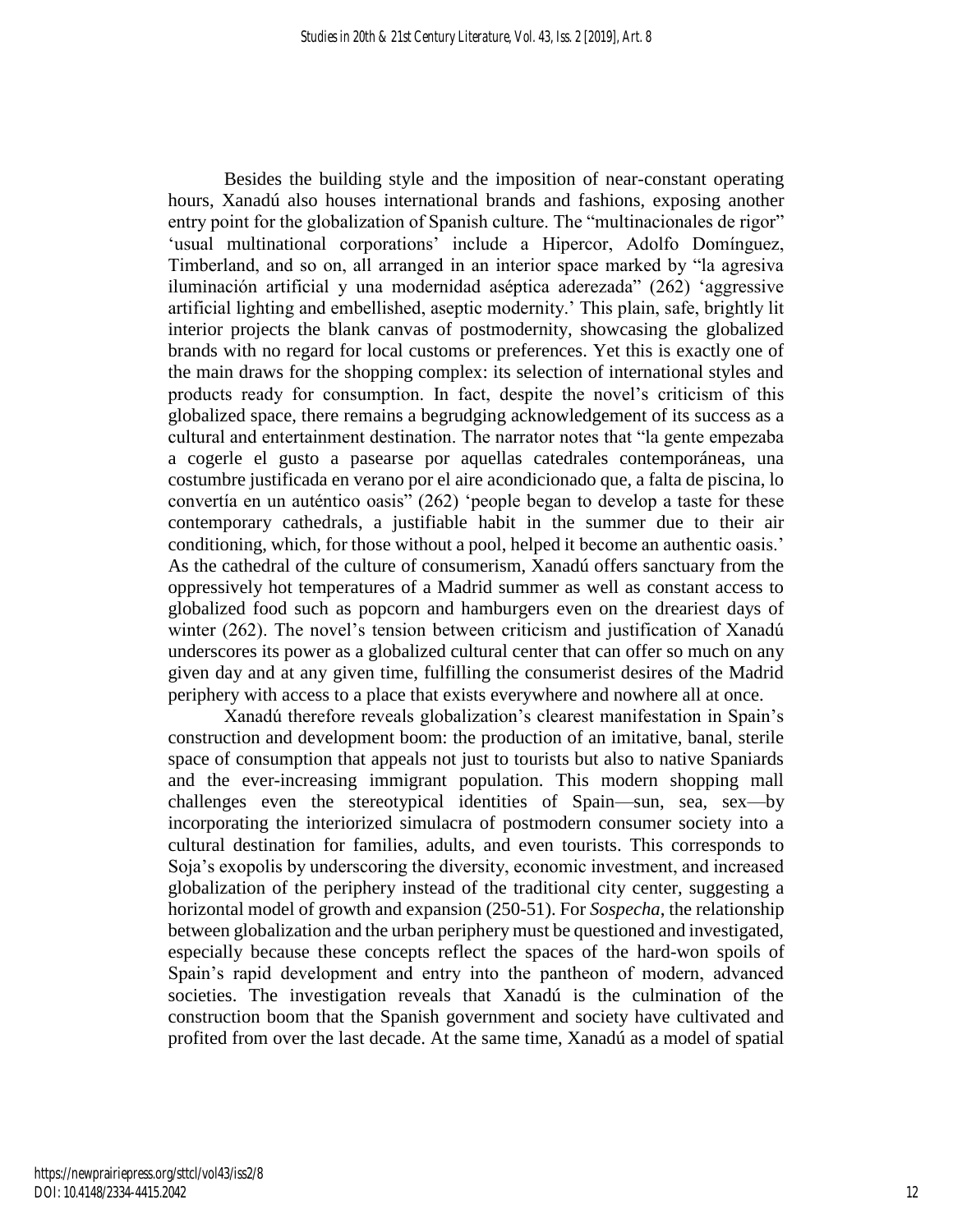Besides the building style and the imposition of near-constant operating hours, Xanadú also houses international brands and fashions, exposing another entry point for the globalization of Spanish culture. The "multinacionales de rigor" 'usual multinational corporations' include a Hipercor, Adolfo Domínguez, Timberland, and so on, all arranged in an interior space marked by "la agresiva iluminación artificial y una modernidad aséptica aderezada" (262) 'aggressive artificial lighting and embellished, aseptic modernity.' This plain, safe, brightly lit interior projects the blank canvas of postmodernity, showcasing the globalized brands with no regard for local customs or preferences. Yet this is exactly one of the main draws for the shopping complex: its selection of international styles and products ready for consumption. In fact, despite the novel's criticism of this globalized space, there remains a begrudging acknowledgement of its success as a cultural and entertainment destination. The narrator notes that "la gente empezaba a cogerle el gusto a pasearse por aquellas catedrales contemporáneas, una costumbre justificada en verano por el aire acondicionado que, a falta de piscina, lo convertía en un auténtico oasis" (262) 'people began to develop a taste for these contemporary cathedrals, a justifiable habit in the summer due to their air conditioning, which, for those without a pool, helped it become an authentic oasis.' As the cathedral of the culture of consumerism, Xanadú offers sanctuary from the oppressively hot temperatures of a Madrid summer as well as constant access to globalized food such as popcorn and hamburgers even on the dreariest days of winter (262). The novel's tension between criticism and justification of Xanadú underscores its power as a globalized cultural center that can offer so much on any given day and at any given time, fulfilling the consumerist desires of the Madrid periphery with access to a place that exists everywhere and nowhere all at once.

Xanadú therefore reveals globalization's clearest manifestation in Spain's construction and development boom: the production of an imitative, banal, sterile space of consumption that appeals not just to tourists but also to native Spaniards and the ever-increasing immigrant population. This modern shopping mall challenges even the stereotypical identities of Spain—sun, sea, sex—by incorporating the interiorized simulacra of postmodern consumer society into a cultural destination for families, adults, and even tourists. This corresponds to Soja's exopolis by underscoring the diversity, economic investment, and increased globalization of the periphery instead of the traditional city center, suggesting a horizontal model of growth and expansion (250-51). For *Sospecha*, the relationship between globalization and the urban periphery must be questioned and investigated, especially because these concepts reflect the spaces of the hard-won spoils of Spain's rapid development and entry into the pantheon of modern, advanced societies. The investigation reveals that Xanadú is the culmination of the construction boom that the Spanish government and society have cultivated and profited from over the last decade. At the same time, Xanadú as a model of spatial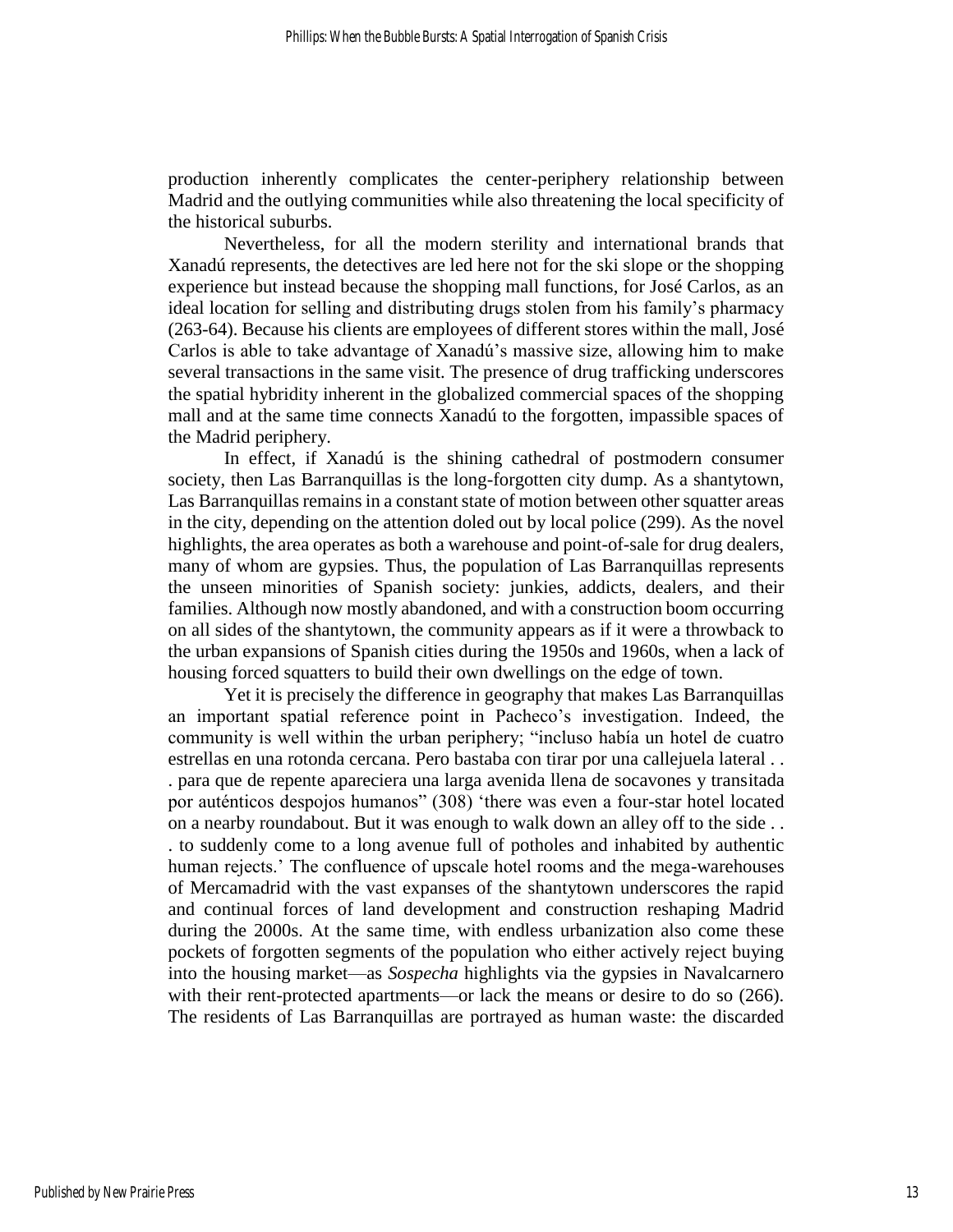production inherently complicates the center-periphery relationship between Madrid and the outlying communities while also threatening the local specificity of the historical suburbs.

Nevertheless, for all the modern sterility and international brands that Xanadú represents, the detectives are led here not for the ski slope or the shopping experience but instead because the shopping mall functions, for José Carlos, as an ideal location for selling and distributing drugs stolen from his family's pharmacy (263-64). Because his clients are employees of different stores within the mall, José Carlos is able to take advantage of Xanadú's massive size, allowing him to make several transactions in the same visit. The presence of drug trafficking underscores the spatial hybridity inherent in the globalized commercial spaces of the shopping mall and at the same time connects Xanadú to the forgotten, impassible spaces of the Madrid periphery.

In effect, if Xanadú is the shining cathedral of postmodern consumer society, then Las Barranquillas is the long-forgotten city dump. As a shantytown, Las Barranquillas remains in a constant state of motion between other squatter areas in the city, depending on the attention doled out by local police (299). As the novel highlights, the area operates as both a warehouse and point-of-sale for drug dealers, many of whom are gypsies. Thus, the population of Las Barranquillas represents the unseen minorities of Spanish society: junkies, addicts, dealers, and their families. Although now mostly abandoned, and with a construction boom occurring on all sides of the shantytown, the community appears as if it were a throwback to the urban expansions of Spanish cities during the 1950s and 1960s, when a lack of housing forced squatters to build their own dwellings on the edge of town.

Yet it is precisely the difference in geography that makes Las Barranquillas an important spatial reference point in Pacheco's investigation. Indeed, the community is well within the urban periphery; "incluso había un hotel de cuatro estrellas en una rotonda cercana. Pero bastaba con tirar por una callejuela lateral . . . para que de repente apareciera una larga avenida llena de socavones y transitada por auténticos despojos humanos" (308) 'there was even a four-star hotel located on a nearby roundabout. But it was enough to walk down an alley off to the side . . . to suddenly come to a long avenue full of potholes and inhabited by authentic human rejects.' The confluence of upscale hotel rooms and the mega-warehouses of Mercamadrid with the vast expanses of the shantytown underscores the rapid and continual forces of land development and construction reshaping Madrid during the 2000s. At the same time, with endless urbanization also come these pockets of forgotten segments of the population who either actively reject buying into the housing market—as *Sospecha* highlights via the gypsies in Navalcarnero with their rent-protected apartments—or lack the means or desire to do so (266). The residents of Las Barranquillas are portrayed as human waste: the discarded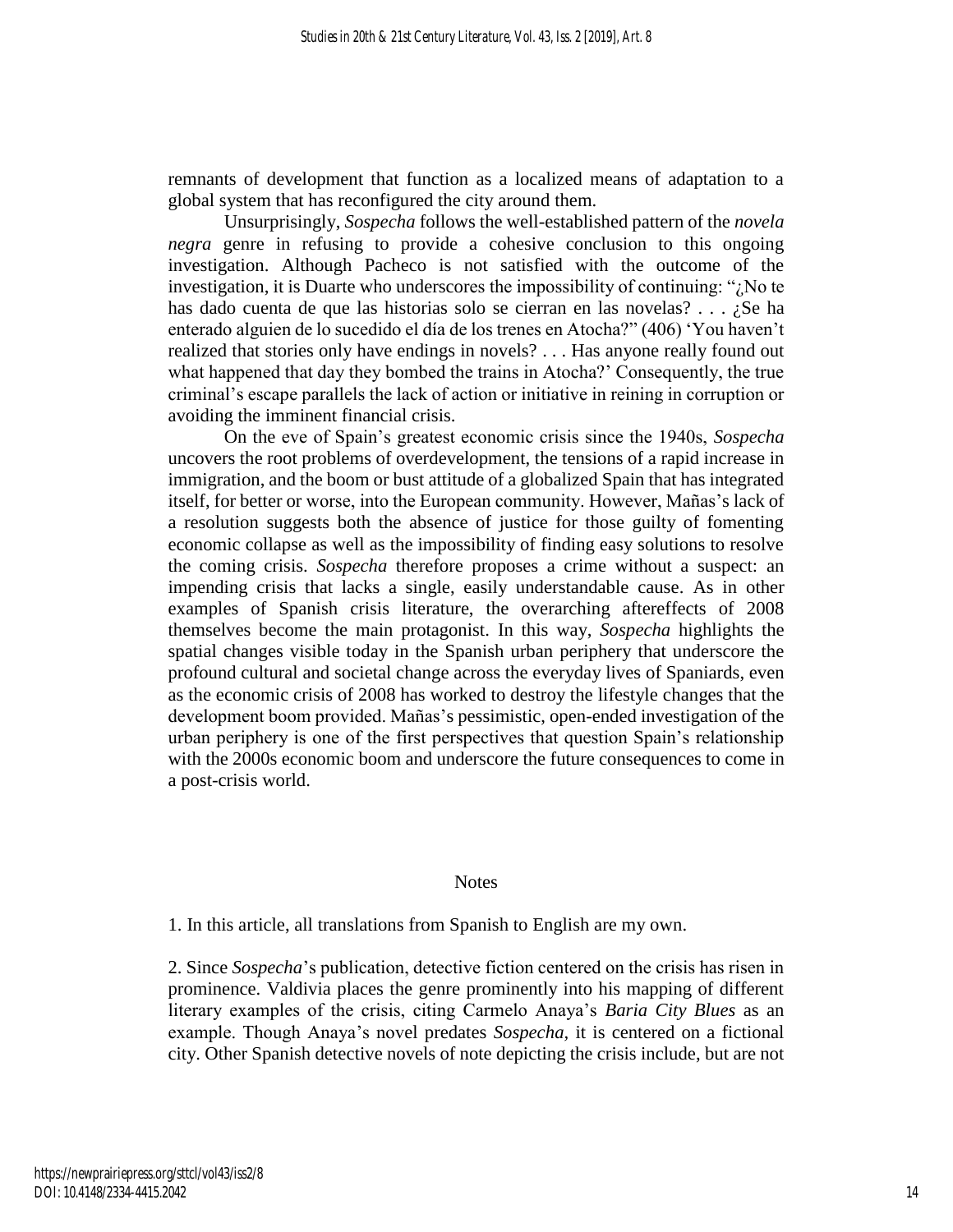remnants of development that function as a localized means of adaptation to a global system that has reconfigured the city around them.

Unsurprisingly, *Sospecha* follows the well-established pattern of the *novela negra* genre in refusing to provide a cohesive conclusion to this ongoing investigation. Although Pacheco is not satisfied with the outcome of the investigation, it is Duarte who underscores the impossibility of continuing: "¿No te has dado cuenta de que las historias solo se cierran en las novelas? . . . ¿Se ha enterado alguien de lo sucedido el día de los trenes en Atocha?" (406) 'You haven't realized that stories only have endings in novels? . . . Has anyone really found out what happened that day they bombed the trains in Atocha?' Consequently, the true criminal's escape parallels the lack of action or initiative in reining in corruption or avoiding the imminent financial crisis.

On the eve of Spain's greatest economic crisis since the 1940s, *Sospecha* uncovers the root problems of overdevelopment, the tensions of a rapid increase in immigration, and the boom or bust attitude of a globalized Spain that has integrated itself, for better or worse, into the European community. However, Mañas's lack of a resolution suggests both the absence of justice for those guilty of fomenting economic collapse as well as the impossibility of finding easy solutions to resolve the coming crisis. *Sospecha* therefore proposes a crime without a suspect: an impending crisis that lacks a single, easily understandable cause. As in other examples of Spanish crisis literature, the overarching aftereffects of 2008 themselves become the main protagonist. In this way, *Sospecha* highlights the spatial changes visible today in the Spanish urban periphery that underscore the profound cultural and societal change across the everyday lives of Spaniards, even as the economic crisis of 2008 has worked to destroy the lifestyle changes that the development boom provided. Mañas's pessimistic, open-ended investigation of the urban periphery is one of the first perspectives that question Spain's relationship with the 2000s economic boom and underscore the future consequences to come in a post-crisis world.

## Notes

1. In this article, all translations from Spanish to English are my own.

2. Since *Sospecha*'s publication, detective fiction centered on the crisis has risen in prominence. Valdivia places the genre prominently into his mapping of different literary examples of the crisis, citing Carmelo Anaya's *Baria City Blues* as an example. Though Anaya's novel predates *Sospecha,* it is centered on a fictional city. Other Spanish detective novels of note depicting the crisis include, but are not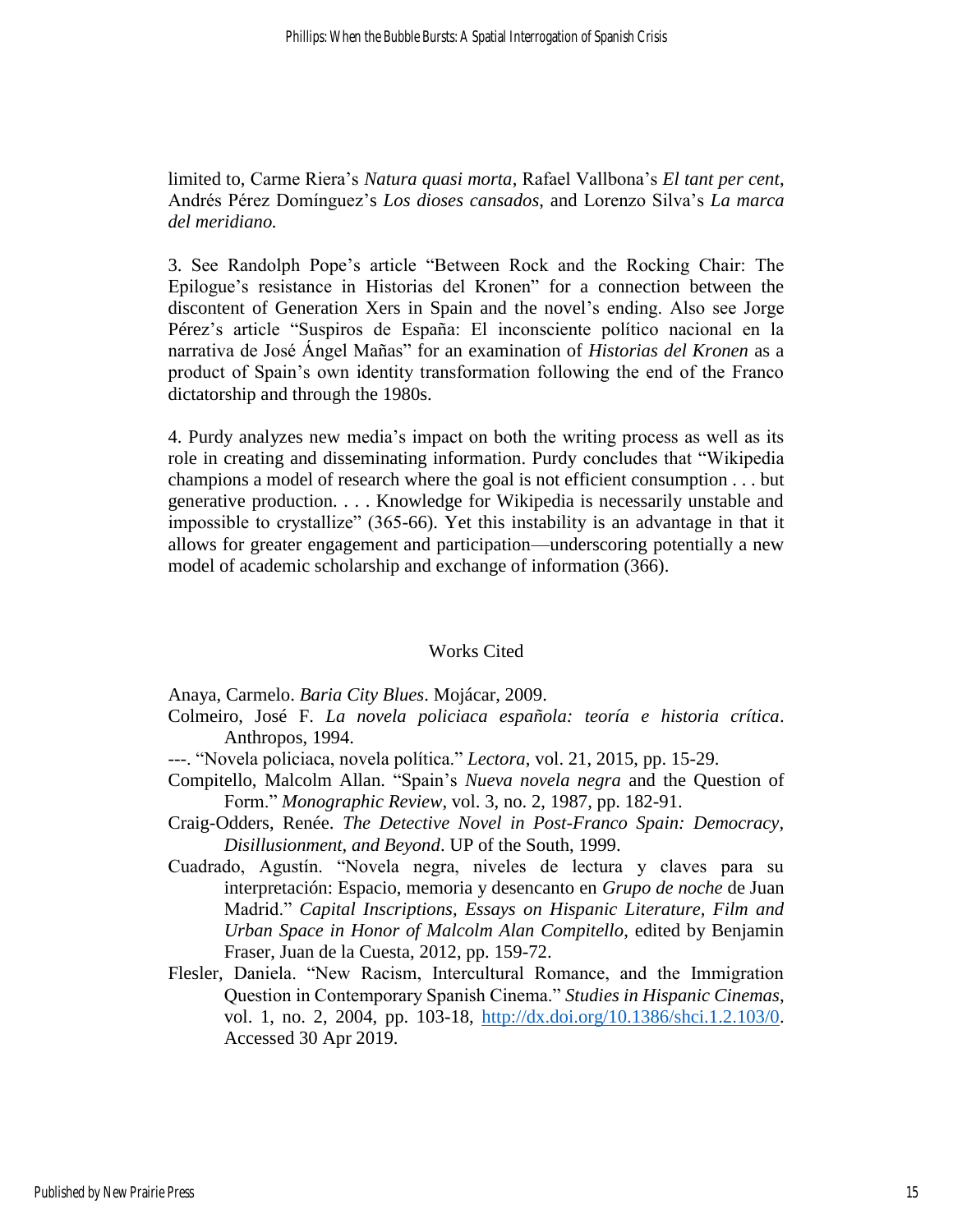limited to, Carme Riera's *Natura quasi morta*, Rafael Vallbona's *El tant per cent*, Andrés Pérez Domínguez's *Los dioses cansados*, and Lorenzo Silva's *La marca del meridiano.*

3. See Randolph Pope's article "Between Rock and the Rocking Chair: The Epilogue's resistance in Historias del Kronen" for a connection between the discontent of Generation Xers in Spain and the novel's ending. Also see Jorge Pérez's article "Suspiros de España: El inconsciente político nacional en la narrativa de José Ángel Mañas" for an examination of *Historias del Kronen* as a product of Spain's own identity transformation following the end of the Franco dictatorship and through the 1980s.

4. Purdy analyzes new media's impact on both the writing process as well as its role in creating and disseminating information. Purdy concludes that "Wikipedia champions a model of research where the goal is not efficient consumption . . . but generative production. . . . Knowledge for Wikipedia is necessarily unstable and impossible to crystallize" (365-66). Yet this instability is an advantage in that it allows for greater engagement and participation—underscoring potentially a new model of academic scholarship and exchange of information (366).

## Works Cited

Anaya, Carmelo. *Baria City Blues*. Mojácar, 2009.

Colmeiro, José F. *La novela policiaca española: teoría e historia crítica*. Anthropos, 1994.

---. "Novela policiaca, novela política." *Lectora*, vol. 21, 2015, pp. 15-29.

Compitello, Malcolm Allan. "Spain's *Nueva novela negra* and the Question of Form." *Monographic Review*, vol. 3, no. 2, 1987, pp. 182-91.

Craig-Odders, Renée. *The Detective Novel in Post-Franco Spain: Democracy, Disillusionment, and Beyond*. UP of the South, 1999.

Cuadrado, Agustín. "Novela negra, niveles de lectura y claves para su interpretación: Espacio, memoria y desencanto en *Grupo de noche* de Juan Madrid." *Capital Inscriptions, Essays on Hispanic Literature, Film and Urban Space in Honor of Malcolm Alan Compitello*, edited by Benjamin Fraser, Juan de la Cuesta, 2012, pp. 159-72.

Flesler, Daniela. "New Racism, Intercultural Romance, and the Immigration Question in Contemporary Spanish Cinema." *Studies in Hispanic Cinemas*, vol. 1, no. 2, 2004, pp. 103-18, http://dx.doi.org/10.1386/shci.1.2.103/0. Accessed 30 Apr 2019.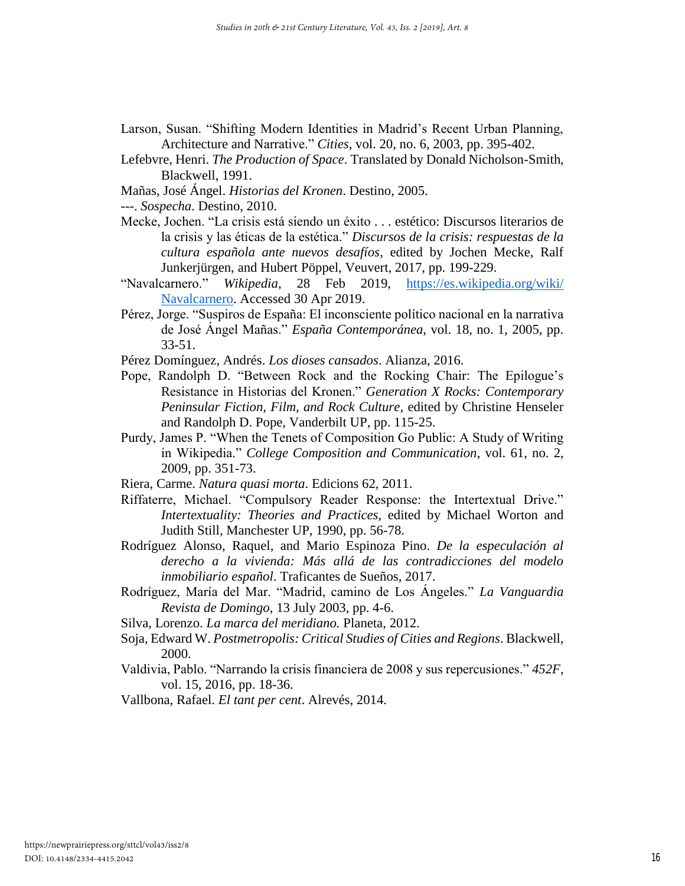Larson, Susan. “Shifting Modern Identities in Madrid’s Recent Urban Planning, Architecture and Narrative.” *Cities*, vol. 20, no. 6, 2003, pp. 395-402.

Lefebvre, Henri. *The Production of Space*. Translated by Donald Nicholson-Smith, Blackwell, 1991.

Mañas, José Ángel. *Historias del Kronen*. Destino, 2005.

---. *Sospecha*. Destino, 2010.

Mecke, Jochen. “La crisis está siendo un éxito . . . estético: Discursos literarios de la crisis y las éticas de la estética.” *Discursos de la crisis: respuestas de la cultura española ante nuevos desafíos*, edited by Jochen Mecke, Ralf Junkerjürgen, and Hubert Pöppel, Veuvert, 2017, pp. 199-229.

“Navalcarnero.” *Wikipedia*, 28 Feb 2019, [https://es.wikipedia.org/wiki/Navalcarnero](https://es.wikipedia.org/wiki/Navalcarnero). Accessed 30 Apr 2019.

Pérez, Jorge. “Suspiros de España: El inconsciente político nacional en la narrativa de José Ángel Mañas.” *España Contemporánea*, vol. 18, no. 1, 2005, pp. 33-51.

Pérez Domínguez, Andrés. *Los dioses cansados*. Alianza, 2016.

Pope, Randolph D. “Between Rock and the Rocking Chair: The Epilogue’s Resistance in Historias del Kronen.” *Generation X Rocks: Contemporary Peninsular Fiction, Film, and Rock Culture*, edited by Christine Henseler and Randolph D. Pope, Vanderbilt UP, pp. 115-25.

Purdy, James P. “When the Tenets of Composition Go Public: A Study of Writing in Wikipedia.” *College Composition and Communication*, vol. 61, no. 2, 2009, pp. 351-73.

Riera, Carme. *Natura quasi morta*. Edicions 62, 2011.

Riffaterre, Michael. “Compulsory Reader Response: the Intertextual Drive.” *Intertextuality: Theories and Practices*, edited by Michael Worton and Judith Still, Manchester UP, 1990, pp. 56-78.

Rodríguez Alonso, Raquel, and Mario Espinoza Pino. *De la especulación al derecho a la vivienda: Más allá de las contradicciones del modelo inmobiliario español*. Traficantes de Sueños, 2017.

Rodríguez, María del Mar. “Madrid, camino de Los Ángeles.” *La Vanguardia Revista de Domingo*, 13 July 2003, pp. 4-6.

Silva, Lorenzo. *La marca del meridiano.* Planeta, 2012.

Soja, Edward W. *Postmetropolis: Critical Studies of Cities and Regions*. Blackwell, 2000.

Valdivia, Pablo. “Narrando la crisis financiera de 2008 y sus repercusiones.” *452F*, vol. 15, 2016, pp. 18-36.

Vallbona, Rafael. *El tant per cent*. Alrevés, 2014.